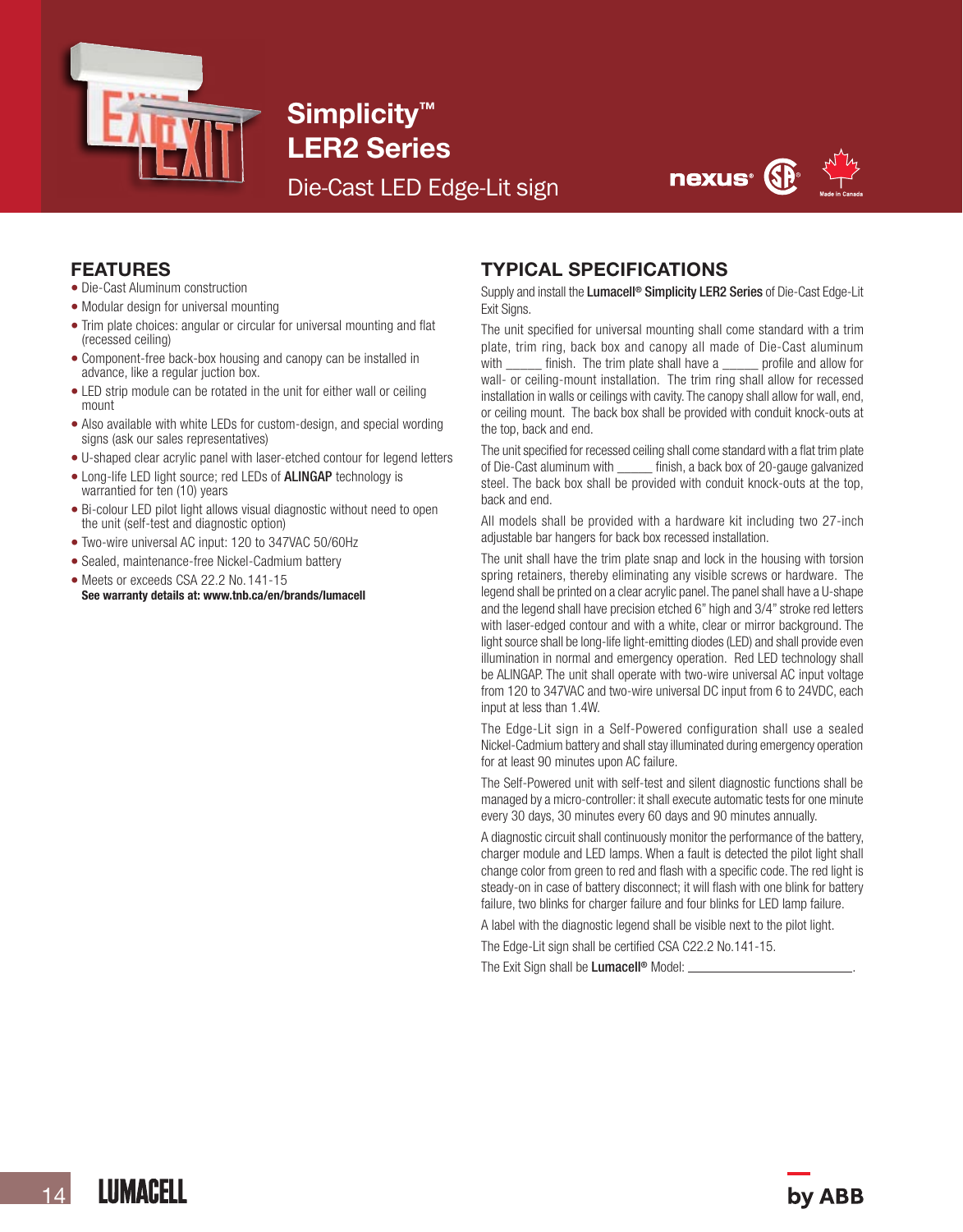# Simplicity™ LER2 Series

Die-Cast LED Edge-Lit sign

## FEATURES

- Die-Cast Aluminum construction
- Modular design for universal mounting
- Trim plate choices: angular or circular for universal mounting and flat (recessed ceiling)
- Component-free back-box housing and canopy can be installed in advance, like a regular juction box.
- LED strip module can be rotated in the unit for either wall or ceiling mount
- Also available with white LEDs for custom-design, and special wording signs (ask our sales representatives)
- U-shaped clear acrylic panel with laser-etched contour for legend letters
- Long-life LED light source; red LEDs of **ALINGAP** technology is warrantied for ten (10) years
- Bi-colour LED pilot light allows visual diagnostic without need to open the unit (self-test and diagnostic option)
- Two-wire universal AC input: 120 to 347VAC 50/60Hz
- Sealed, maintenance-free Nickel-Cadmium battery
- Meets or exceeds CSA 22.2 No.141-15

**See warranty details at: www.tnb.ca/en/brands/lumacell**

## TYPICAL SPECIFICATIONS

Supply and install the **Lumacell® Simplicity LER2 Series** of Die-Cast Edge-Lit Exit Signs.

The unit specified for universal mounting shall come standard with a trim plate, trim ring, back box and canopy all made of Die-Cast aluminum with _____ finish. The trim plate shall have a _____ profile and allow for wall- or ceiling-mount installation. The trim ring shall allow for recessed installation in walls or ceilings with cavity. The canopy shall allow for wall, end, or ceiling mount. The back box shall be provided with conduit knock-outs at the top, back and end.

The unit specified for recessed ceiling shall come standard with a flat trim plate of Die-Cast aluminum with _____ finish, a back box of 20-gauge galvanized steel. The back box shall be provided with conduit knock-outs at the top, back and end.

All models shall be provided with a hardware kit including two 27-inch adjustable bar hangers for back box recessed installation.

The unit shall have the trim plate snap and lock in the housing with torsion spring retainers, thereby eliminating any visible screws or hardware. The legend shall be printed on a clear acrylic panel. The panel shall have a U-shape and the legend shall have precision etched 6" high and 3/4" stroke red letters with laser-edged contour and with a white, clear or mirror background. The light source shall be long-life light-emitting diodes (LED) and shall provide even illumination in normal and emergency operation. Red LED technology shall be ALINGAP. The unit shall operate with two-wire universal AC input voltage from 120 to 347VAC and two-wire universal DC input from 6 to 24VDC, each input at less than 1.4W.

The Edge-Lit sign in a Self-Powered configuration shall use a sealed Nickel-Cadmium battery and shall stay illuminated during emergency operation for at least 90 minutes upon AC failure.

The Self-Powered unit with self-test and silent diagnostic functions shall be managed by a micro-controller: it shall execute automatic tests for one minute every 30 days, 30 minutes every 60 days and 90 minutes annually.

A diagnostic circuit shall continuously monitor the performance of the battery, charger module and LED lamps. When a fault is detected the pilot light shall change color from green to red and flash with a specific code. The red light is steady-on in case of battery disconnect; it will flash with one blink for battery failure, two blinks for charger failure and four blinks for LED lamp failure.

A label with the diagnostic legend shall be visible next to the pilot light.

The Edge-Lit sign shall be certified CSA C22.2 No.141-15.

The Exit Sign shall be **Lumacell®** Model: ________________________.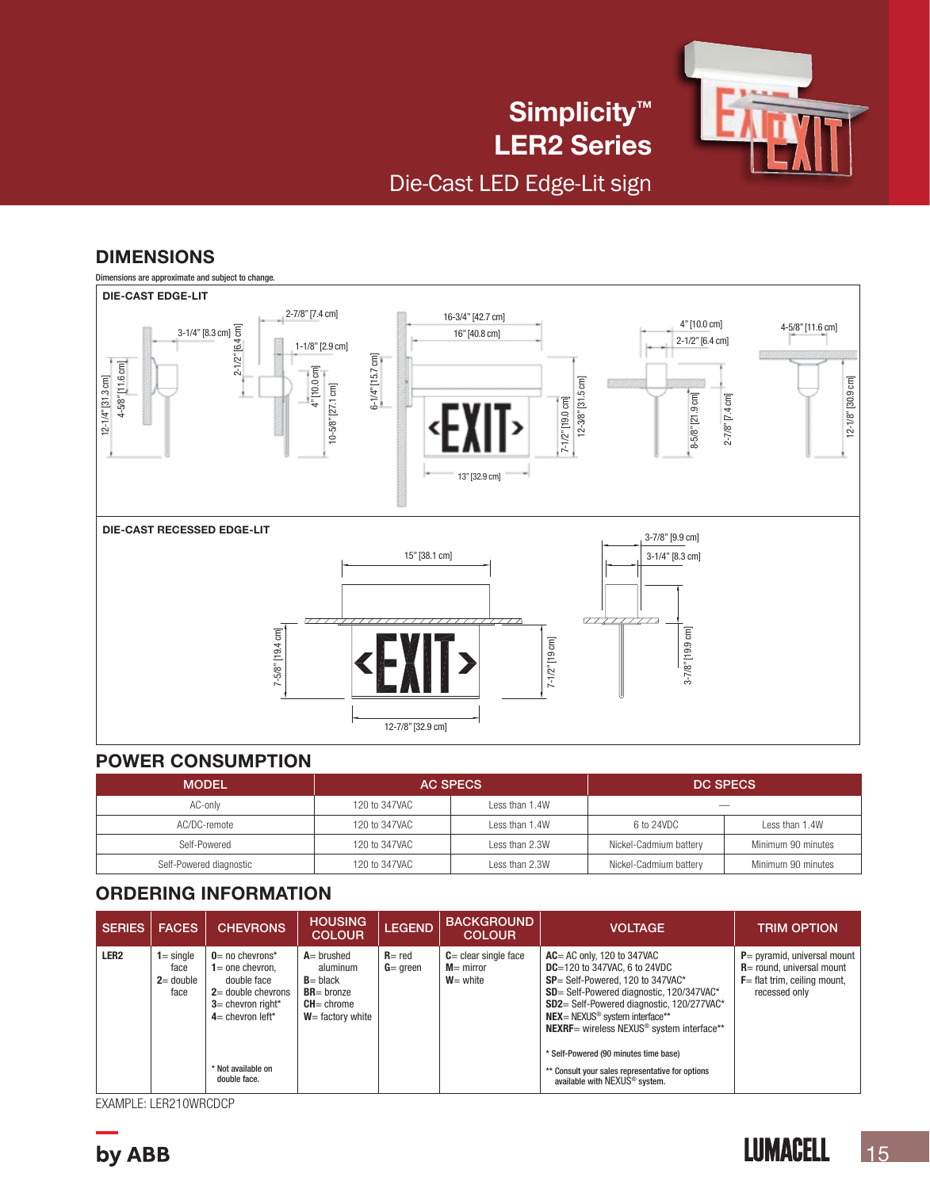# Simplicity™ LER2 Series

Die-Cast LED Edge-Lit sign

## DIMENSIONS

Dimensions are approximate and subject to change.

**DIE-CAST EDGE-LIT**

3-1/4" [8.3 cm]
2-7/8" [7.4 cm]
2-1/2" [6.4 cm]
1-1/8" [2.9 cm]
12-1/4" [31.3 cm]
4-5/8" [11.6 cm]
4" [10.0 cm]
10-5/8" [27.1 cm]
16-3/4" [42.7 cm]
16" [40.8 cm]
6-1/4" [15.7 cm]
7-1/2" [19.0 cm]
12-3/8" [31.5 cm]
13" [32.9 cm]
4" [10.0 cm]
2-1/2" [6.4 cm]
8-5/8" [21.9 cm]
2-7/8" [7.4 cm]
4-5/8" [11.6 cm]
12-1/8" [30.9 cm]

**DIE-CAST RECESSED EDGE-LIT**

15" [38.1 cm]
7-5/8" [19.4 cm]
7-1/2" [19 cm]
12-7/8" [32.9 cm]
3-7/8" [9.9 cm]
3-1/4" [8.3 cm]
3-7/8" [19.9 cm]

## POWER CONSUMPTION

| MODEL | AC SPECS | | DC SPECS | |
|---|---|---|---|---|
| AC-only | 120 to 347VAC | Less than 1.4W | — | |
| AC/DC-remote | 120 to 347VAC | Less than 1.4W | 6 to 24VDC | Less than 1.4W |
| Self-Powered | 120 to 347VAC | Less than 2.3W | Nickel-Cadmium battery | Minimum 90 minutes |
| Self-Powered diagnostic | 120 to 347VAC | Less than 2.3W | Nickel-Cadmium battery | Minimum 90 minutes |

## ORDERING INFORMATION

| SERIES | FACES | CHEVRONS | HOUSING COLOUR | LEGEND | BACKGROUND COLOUR | VOLTAGE | TRIM OPTION |
|---|---|---|---|---|---|---|---|
| **LER2** | **1**= single face<br>**2**= double face | **0**= no chevrons*<br>**1**= one chevron, double face<br>**2**= double chevrons<br>**3**= chevron right*<br>**4**= chevron left*<br><br>* Not available on double face. | **A**= brushed aluminum<br>**B**= black<br>**BR**= bronze<br>**CH**= chrome<br>**W**= factory white | **R**= red<br>**G**= green | **C**= clear single face<br>**M**= mirror<br>**W**= white | **AC**= AC only, 120 to 347VAC<br>**DC**=120 to 347VAC, 6 to 24VDC<br>**SP**= Self-Powered, 120 to 347VAC*<br>**SD**= Self-Powered diagnostic, 120/347VAC*<br>**SD2**= Self-Powered diagnostic, 120/277VAC*<br>**NEX**= NEXUS® system interface**<br>**NEXRF**= wireless NEXUS® system interface**<br><br>* Self-Powered (90 minutes time base)<br><br>** Consult your sales representative for options available with NEXUS® system. | **P**= pyramid, universal mount<br>**R**= round, universal mount<br>**F**= flat trim, ceiling mount, recessed only |

EXAMPLE: LER210WRCDCP

by ABB

LUMACELL